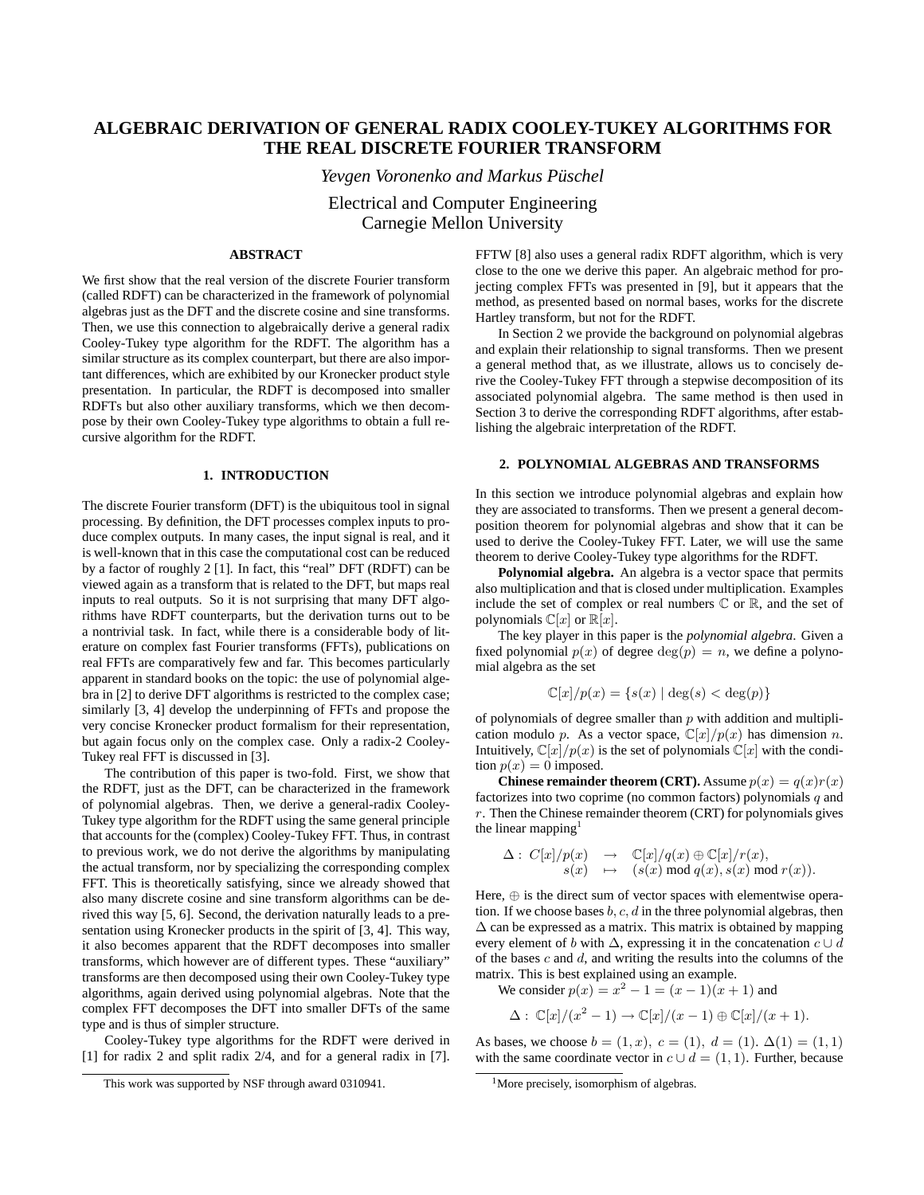# ALGEBRAIC DERIVATION OF GENERAL RADIX COOLEY-TUKEY ALGORITHMS FOR THE REAL DISCRETE FOURIER TRANSFORM

*Yevgen Voronenko and Markus Püschel*

Electrical and Computer Engineering
Carnegie Mellon University

## ABSTRACT

We first show that the real version of the discrete Fourier transform (called RDFT) can be characterized in the framework of polynomial algebras just as the DFT and the discrete cosine and sine transforms. Then, we use this connection to algebraically derive a general radix Cooley-Tukey type algorithm for the RDFT. The algorithm has a similar structure as its complex counterpart, but there are also important differences, which are exhibited by our Kronecker product style presentation. In particular, the RDFT is decomposed into smaller RDFTs but also other auxiliary transforms, which we then decompose by their own Cooley-Tukey type algorithms to obtain a full recursive algorithm for the RDFT.

## 1. INTRODUCTION

The discrete Fourier transform (DFT) is the ubiquitous tool in signal processing. By definition, the DFT processes complex inputs to produce complex outputs. In many cases, the input signal is real, and it is well-known that in this case the computational cost can be reduced by a factor of roughly 2 [1]. In fact, this "real" DFT (RDFT) can be viewed again as a transform that is related to the DFT, but maps real inputs to real outputs. So it is not surprising that many DFT algorithms have RDFT counterparts, but the derivation turns out to be a nontrivial task. In fact, while there is a considerable body of literature on complex fast Fourier transforms (FFTs), publications on real FFTs are comparatively few and far. This becomes particularly apparent in standard books on the topic: the use of polynomial algebra in [2] to derive DFT algorithms is restricted to the complex case; similarly [3, 4] develop the underpinning of FFTs and propose the very concise Kronecker product formalism for their representation, but again focus only on the complex case. Only a radix-2 Cooley-Tukey real FFT is discussed in [3].

The contribution of this paper is two-fold. First, we show that the RDFT, just as the DFT, can be characterized in the framework of polynomial algebras. Then, we derive a general-radix Cooley-Tukey type algorithm for the RDFT using the same general principle that accounts for the (complex) Cooley-Tukey FFT. Thus, in contrast to previous work, we do not derive the algorithms by manipulating the actual transform, nor by specializing the corresponding complex FFT. This is theoretically satisfying, since we already showed that also many discrete cosine and sine transform algorithms can be derived this way [5, 6]. Second, the derivation naturally leads to a presentation using Kronecker products in the spirit of [3, 4]. This way, it also becomes apparent that the RDFT decomposes into smaller transforms, which however are of different types. These "auxiliary" transforms are then decomposed using their own Cooley-Tukey type algorithms, again derived using polynomial algebras. Note that the complex FFT decomposes the DFT into smaller DFTs of the same type and is thus of simpler structure.

Cooley-Tukey type algorithms for the RDFT were derived in [1] for radix 2 and split radix 2/4, and for a general radix in [7]. FFTW [8] also uses a general radix RDFT algorithm, which is very close to the one we derive this paper. An algebraic method for projecting complex FFTs was presented in [9], but it appears that the method, as presented based on normal bases, works for the discrete Hartley transform, but not for the RDFT.

In Section 2 we provide the background on polynomial algebras and explain their relationship to signal transforms. Then we present a general method that, as we illustrate, allows us to concisely derive the Cooley-Tukey FFT through a stepwise decomposition of its associated polynomial algebra. The same method is then used in Section 3 to derive the corresponding RDFT algorithms, after establishing the algebraic interpretation of the RDFT.

This work was supported by NSF through award 0310941.

## 2. POLYNOMIAL ALGEBRAS AND TRANSFORMS

In this section we introduce polynomial algebras and explain how they are associated to transforms. Then we present a general decomposition theorem for polynomial algebras and show that it can be used to derive the Cooley-Tukey FFT. Later, we will use the same theorem to derive Cooley-Tukey type algorithms for the RDFT.

**Polynomial algebra.** An algebra is a vector space that permits also multiplication and that is closed under multiplication. Examples include the set of complex or real numbers $\mathbb{C}$ or $\mathbb{R}$, and the set of polynomials $\mathbb{C}[x]$ or $\mathbb{R}[x]$.

The key player in this paper is the *polynomial algebra*. Given a fixed polynomial $p(x)$ of degree $\deg(p) = n$, we define a polynomial algebra as the set

$$\mathbb{C}[x]/p(x) = \{s(x) \mid \deg(s) < \deg(p)\}$$

of polynomials of degree smaller than $p$ with addition and multiplication modulo $p$. As a vector space, $\mathbb{C}[x]/p(x)$ has dimension $n$. Intuitively, $\mathbb{C}[x]/p(x)$ is the set of polynomials $\mathbb{C}[x]$ with the condition $p(x) = 0$ imposed.

**Chinese remainder theorem (CRT).** Assume $p(x) = q(x)r(x)$ factorizes into two coprime (no common factors) polynomials $q$ and $r$. Then the Chinese remainder theorem (CRT) for polynomials gives the linear mapping[1]

$$\begin{aligned} \Delta :\ C[x]/p(x) &\rightarrow \mathbb{C}[x]/q(x) \oplus \mathbb{C}[x]/r(x), \\ s(x) &\mapsto (s(x) \bmod q(x), s(x) \bmod r(x)). \end{aligned}$$

Here, $\oplus$ is the direct sum of vector spaces with elementwise operation. If we choose bases $b, c, d$ in the three polynomial algebras, then $\Delta$ can be expressed as a matrix. This matrix is obtained by mapping every element of $b$ with $\Delta$, expressing it in the concatenation $c \cup d$ of the bases $c$ and $d$, and writing the results into the columns of the matrix. This is best explained using an example.

We consider $p(x) = x^2 - 1 = (x-1)(x+1)$ and

$$\Delta :\ \mathbb{C}[x]/(x^2-1) \rightarrow \mathbb{C}[x]/(x-1) \oplus \mathbb{C}[x]/(x+1).$$

As bases, we choose $b = (1, x),\ c = (1),\ d = (1)$. $\Delta(1) = (1, 1)$ with the same coordinate vector in $c \cup d = (1, 1)$. Further, because

[1] More precisely, isomorphism of algebras.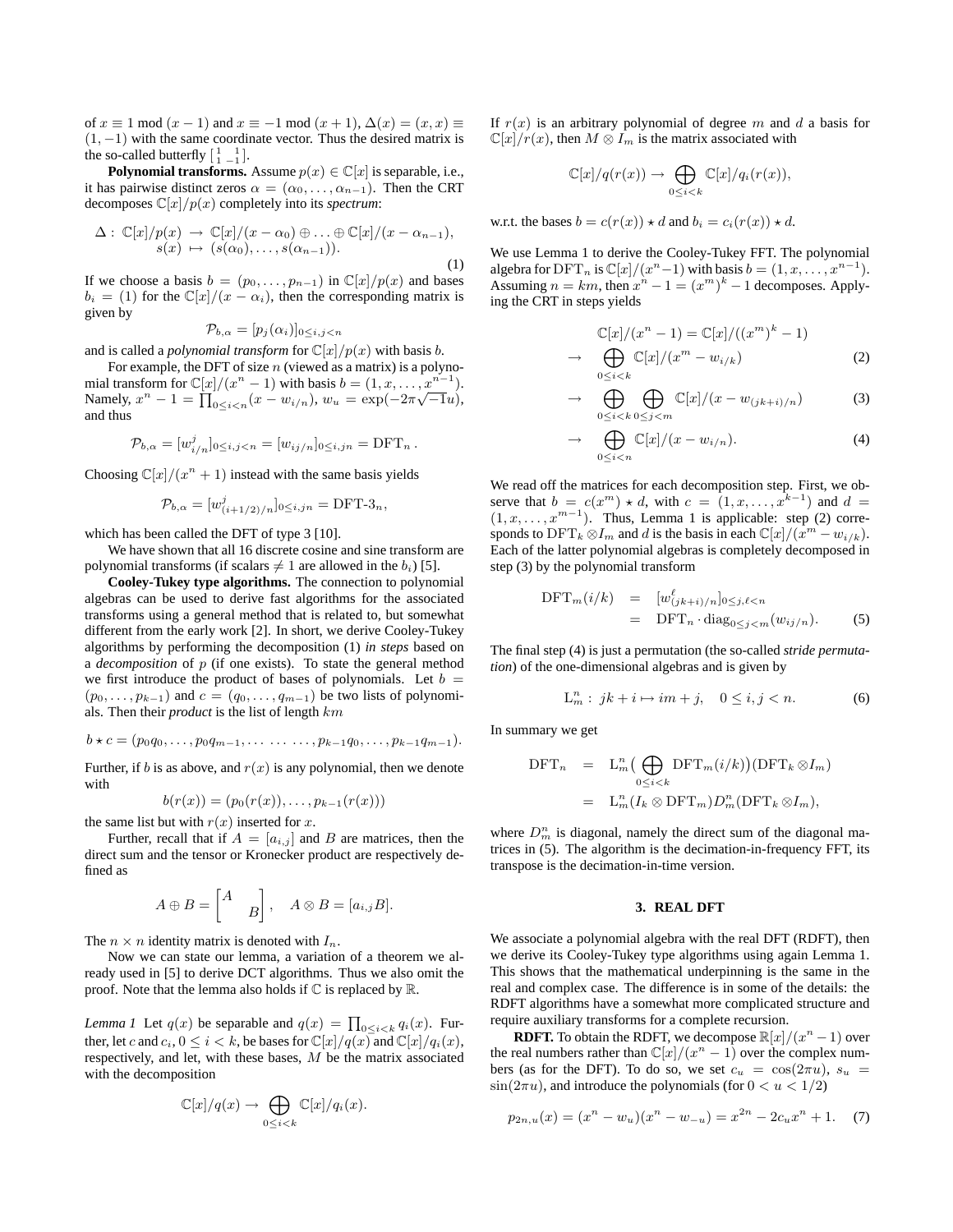of $x \equiv 1 \bmod (x-1)$ and $x \equiv -1 \bmod (x+1)$, $\Delta(x) = (x,x) \equiv (1,-1)$ with the same coordinate vector. Thus the desired matrix is the so-called butterfly $\left[\begin{smallmatrix} 1 & 1 \\ 1 & -1 \end{smallmatrix}\right]$.

**Polynomial transforms.** Assume $p(x) \in \mathbb{C}[x]$ is separable, i.e., it has pairwise distinct zeros $\alpha = (\alpha_0, \ldots, \alpha_{n-1})$. Then the CRT decomposes $\mathbb{C}[x]/p(x)$ completely into its *spectrum*:

$$\begin{aligned} \Delta:\ \mathbb{C}[x]/p(x) &\to \mathbb{C}[x]/(x-\alpha_0) \oplus \ldots \oplus \mathbb{C}[x]/(x-\alpha_{n-1}), \\ s(x) &\mapsto (s(\alpha_0), \ldots, s(\alpha_{n-1})). \end{aligned} \tag{1}$$

If we choose a basis $b = (p_0, \ldots, p_{n-1})$ in $\mathbb{C}[x]/p(x)$ and bases $b_i = (1)$ for the $\mathbb{C}[x]/(x-\alpha_i)$, then the corresponding matrix is given by

$$\mathcal{P}_{b,\alpha} = [p_j(\alpha_i)]_{0 \le i,j < n}$$

and is called a *polynomial transform* for $\mathbb{C}[x]/p(x)$ with basis $b$.

For example, the DFT of size $n$ (viewed as a matrix) is a polynomial transform for $\mathbb{C}[x]/(x^n-1)$ with basis $b = (1, x, \ldots, x^{n-1})$. Namely, $x^n - 1 = \prod_{0 \le i < n}(x - w_{i/n})$, $w_u = \exp(-2\pi\sqrt{-1}u)$, and thus

$$\mathcal{P}_{b,\alpha} = [w_{i/n}^j]_{0 \le i,j < n} = [w_{ij/n}]_{0 \le i,jn} = \mathrm{DFT}_n\,.$$

Choosing $\mathbb{C}[x]/(x^n+1)$ instead with the same basis yields

$$\mathcal{P}_{b,\alpha} = [w_{(i+1/2)/n}^j]_{0 \le i,jn} = \text{DFT-3}_n,$$

which has been called the DFT of type 3 [10].

We have shown that all 16 discrete cosine and sine transform are polynomial transforms (if scalars $\neq 1$ are allowed in the $b_i$) [5].

**Cooley-Tukey type algorithms.** The connection to polynomial algebras can be used to derive fast algorithms for the associated transforms using a general method that is related to, but somewhat different from the early work [2]. In short, we derive Cooley-Tukey algorithms by performing the decomposition (1) *in steps* based on a *decomposition* of $p$ (if one exists). To state the general method we first introduce the product of bases of polynomials. Let $b = (p_0, \ldots, p_{k-1})$ and $c = (q_0, \ldots, q_{m-1})$ be two lists of polynomials. Then their *product* is the list of length $km$

$$b \star c = (p_0q_0, \ldots, p_0q_{m-1}, \ldots \ \ldots \ \ldots, p_{k-1}q_0, \ldots, p_{k-1}q_{m-1}).$$

Further, if $b$ is as above, and $r(x)$ is any polynomial, then we denote with

$$b(r(x)) = (p_0(r(x)), \ldots, p_{k-1}(r(x)))$$

the same list but with $r(x)$ inserted for $x$.

Further, recall that if $A = [a_{i,j}]$ and $B$ are matrices, then the direct sum and the tensor or Kronecker product are respectively defined as

$$A \oplus B = \begin{bmatrix} A & \\ & B \end{bmatrix}, \quad A \otimes B = [a_{i,j}B].$$

The $n \times n$ identity matrix is denoted with $I_n$.

Now we can state our lemma, a variation of a theorem we already used in [5] to derive DCT algorithms. Thus we also omit the proof. Note that the lemma also holds if $\mathbb{C}$ is replaced by $\mathbb{R}$.

*Lemma 1* Let $q(x)$ be separable and $q(x) = \prod_{0 \le i < k} q_i(x)$. Further, let $c$ and $c_i$, $0 \le i < k$, be bases for $\mathbb{C}[x]/q(x)$ and $\mathbb{C}[x]/q_i(x)$, respectively, and let, with these bases, $M$ be the matrix associated with the decomposition

$$\mathbb{C}[x]/q(x) \to \bigoplus_{0 \le i < k} \mathbb{C}[x]/q_i(x).$$

If $r(x)$ is an arbitrary polynomial of degree $m$ and $d$ a basis for $\mathbb{C}[x]/r(x)$, then $M \otimes I_m$ is the matrix associated with

$$\mathbb{C}[x]/q(r(x)) \to \bigoplus_{0 \le i < k} \mathbb{C}[x]/q_i(r(x)),$$

w.r.t. the bases $b = c(r(x)) \star d$ and $b_i = c_i(r(x)) \star d$.

We use Lemma 1 to derive the Cooley-Tukey FFT. The polynomial algebra for $\mathrm{DFT}_n$ is $\mathbb{C}[x]/(x^n-1)$ with basis $b = (1, x, \ldots, x^{n-1})$. Assuming $n = km$, then $x^n - 1 = (x^m)^k - 1$ decomposes. Applying the CRT in steps yields

$$\mathbb{C}[x]/(x^n-1) = \mathbb{C}[x]/((x^m)^k - 1)$$

$$\to \bigoplus_{0 \le i < k} \mathbb{C}[x]/(x^m - w_{i/k}) \tag{2}$$

$$\to \bigoplus_{0 \le i < k} \bigoplus_{0 \le j < m} \mathbb{C}[x]/(x - w_{(jk+i)/n}) \tag{3}$$

$$\to \bigoplus_{0 \le i < n} \mathbb{C}[x]/(x - w_{i/n}). \tag{4}$$

We read off the matrices for each decomposition step. First, we observe that $b = c(x^m) \star d$, with $c = (1, x, \ldots, x^{k-1})$ and $d = (1, x, \ldots, x^{m-1})$. Thus, Lemma 1 is applicable: step (2) corresponds to $\mathrm{DFT}_k \otimes I_m$ and $d$ is the basis in each $\mathbb{C}[x]/(x^m - w_{i/k})$. Each of the latter polynomial algebras is completely decomposed in step (3) by the polynomial transform

$$\begin{aligned} \mathrm{DFT}_m(i/k) &= [w_{(jk+i)/n}^\ell]_{0 \le j,\ell < n} \\ &= \mathrm{DFT}_n \cdot \mathrm{diag}_{0 \le j < m}(w_{ij/n}). \end{aligned} \tag{5}$$

The final step (4) is just a permutation (the so-called *stride permutation*) of the one-dimensional algebras and is given by

$$\mathrm{L}_m^n:\ jk + i \mapsto im + j, \quad 0 \le i,j < n. \tag{6}$$

In summary we get

$$\begin{aligned} \mathrm{DFT}_n &= \mathrm{L}_m^n \big(\bigoplus_{0 \le i < k} \mathrm{DFT}_m(i/k)\big)(\mathrm{DFT}_k \otimes I_m) \\ &= \mathrm{L}_m^n (I_k \otimes \mathrm{DFT}_m) D_m^n (\mathrm{DFT}_k \otimes I_m), \end{aligned}$$

where $D_m^n$ is diagonal, namely the direct sum of the diagonal matrices in (5). The algorithm is the decimation-in-frequency FFT, its transpose is the decimation-in-time version.

## 3. REAL DFT

We associate a polynomial algebra with the real DFT (RDFT), then we derive its Cooley-Tukey type algorithms using again Lemma 1. This shows that the mathematical underpinning is the same in the real and complex case. The difference is in some of the details: the RDFT algorithms have a somewhat more complicated structure and require auxiliary transforms for a complete recursion.

**RDFT.** To obtain the RDFT, we decompose $\mathbb{R}[x]/(x^n-1)$ over the real numbers rather than $\mathbb{C}[x]/(x^n-1)$ over the complex numbers (as for the DFT). To do so, we set $c_u = \cos(2\pi u)$, $s_u = \sin(2\pi u)$, and introduce the polynomials (for $0 < u < 1/2$)

$$p_{2n,u}(x) = (x^n - w_u)(x^n - w_{-u}) = x^{2n} - 2c_u x^n + 1. \tag{7}$$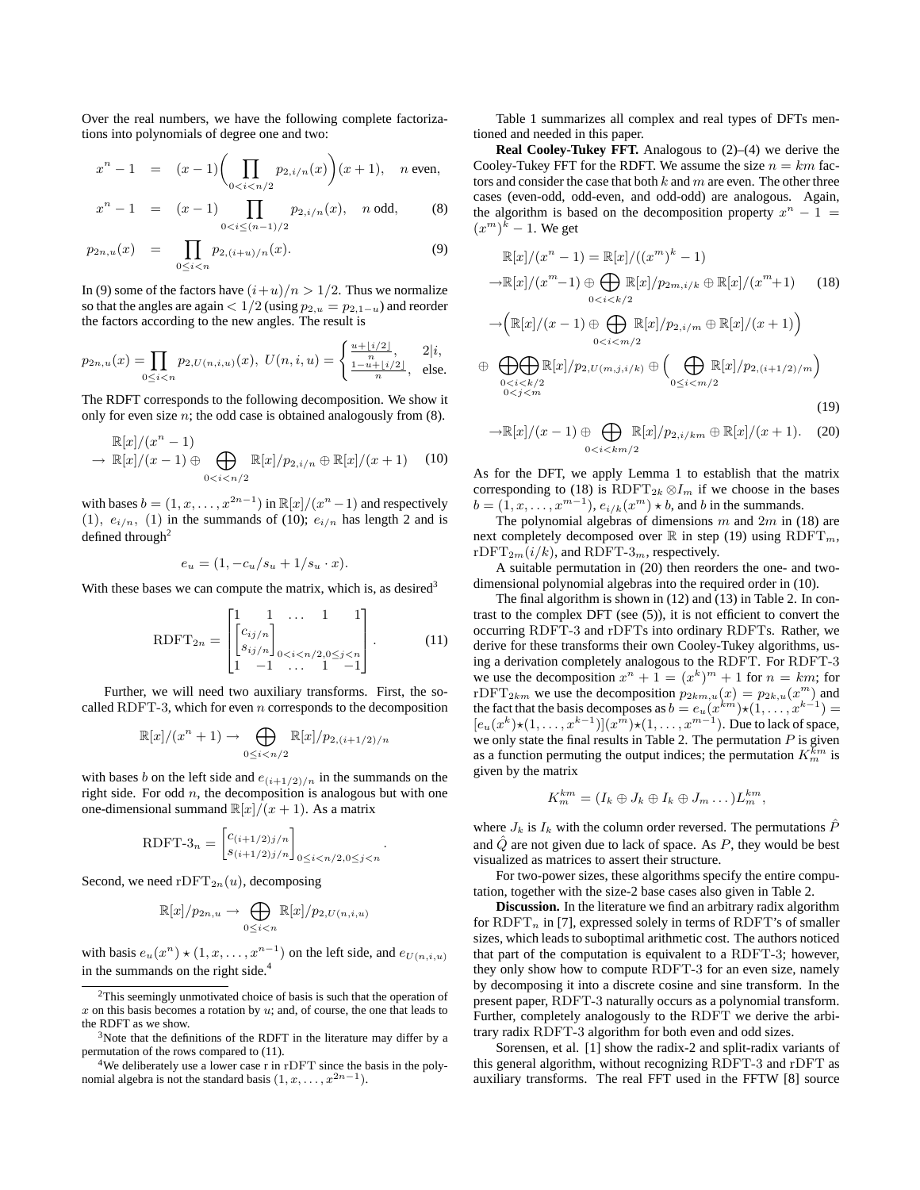Over the real numbers, we have the following complete factorizations into polynomials of degree one and two:

$$x^n - 1 = (x-1)\Big(\prod_{0<i<n/2} p_{2,i/n}(x)\Big)(x+1), \quad n \text{ even},$$

$$x^n - 1 = (x-1)\prod_{0<i\le(n-1)/2} p_{2,i/n}(x), \quad n \text{ odd}, \tag{8}$$

$$p_{2n,u}(x) = \prod_{0\le i<n} p_{2,(i+u)/n}(x). \tag{9}$$

In (9) some of the factors have $(i+u)/n > 1/2$. Thus we normalize so that the angles are again $< 1/2$ (using $p_{2,u} = p_{2,1-u}$) and reorder the factors according to the new angles. The result is

$$p_{2n,u}(x) = \prod_{0\le i<n} p_{2,U(n,i,u)}(x),\ U(n,i,u) = \begin{cases} \frac{u+\lfloor i/2\rfloor}{n}, & 2|i, \\ \frac{1-u+\lfloor i/2\rfloor}{n}, & \text{else.}\end{cases}$$

The RDFT corresponds to the following decomposition. We show it only for even size $n$; the odd case is obtained analogously from (8).

$$\begin{aligned}&\mathbb{R}[x]/(x^n-1)\\ &\to \mathbb{R}[x]/(x-1) \oplus \bigoplus_{0<i<n/2} \mathbb{R}[x]/p_{2,i/n} \oplus \mathbb{R}[x]/(x+1)\end{aligned} \tag{10}$$

with bases $b = (1, x, \dots, x^{2n-1})$ in $\mathbb{R}[x]/(x^n-1)$ and respectively $(1)$, $e_{i/n}$, $(1)$ in the summands of (10); $e_{i/n}$ has length 2 and is defined through[2]

$$e_u = (1, -c_u/s_u + 1/s_u \cdot x).$$

With these bases we can compute the matrix, which is, as desired[3]

$$\mathrm{RDFT}_{2n} = \begin{bmatrix} 1 & 1 & \dots & 1 & 1 \\ & \begin{bmatrix} c_{ij/n} \\ s_{ij/n}\end{bmatrix}_{0<i<n/2, 0\le j<n} & & & \\ 1 & -1 & \dots & 1 & -1\end{bmatrix}. \tag{11}$$

Further, we will need two auxiliary transforms. First, the so-called RDFT-3, which for even $n$ corresponds to the decomposition

$$\mathbb{R}[x]/(x^n+1) \to \bigoplus_{0\le i<n/2} \mathbb{R}[x]/p_{2,(i+1/2)/n}$$

with bases $b$ on the left side and $e_{(i+1/2)/n}$ in the summands on the right side. For odd $n$, the decomposition is analogous but with one one-dimensional summand $\mathbb{R}[x]/(x+1)$. As a matrix

$$\mathrm{RDFT\text{-}3}_n = \begin{bmatrix} c_{(i+1/2)j/n} \\ s_{(i+1/2)j/n}\end{bmatrix}_{0\le i<n/2, 0\le j<n}.$$

Second, we need $\mathrm{rDFT}_{2n}(u)$, decomposing

$$\mathbb{R}[x]/p_{2n,u} \to \bigoplus_{0\le i<n} \mathbb{R}[x]/p_{2,U(n,i,u)}$$

with basis $e_u(x^n) \star (1, x, \dots, x^{n-1})$ on the left side, and $e_{U(n,i,u)}$ in the summands on the right side.[4]

[2] This seemingly unmotivated choice of basis is such that the operation of $x$ on this basis becomes a rotation by $u$; and, of course, the one that leads to the RDFT as we show.

[3] Note that the definitions of the RDFT in the literature may differ by a permutation of the rows compared to (11).

[4] We deliberately use a lower case r in rDFT since the basis in the polynomial algebra is not the standard basis $(1, x, \dots, x^{2n-1})$.

Table 1 summarizes all complex and real types of DFTs mentioned and needed in this paper.

**Real Cooley-Tukey FFT.** Analogous to (2)–(4) we derive the Cooley-Tukey FFT for the RDFT. We assume the size $n = km$ factors and consider the case that both $k$ and $m$ are even. The other three cases (even-odd, odd-even, and odd-odd) are analogous. Again, the algorithm is based on the decomposition property $x^n - 1 = (x^m)^k - 1$. We get

$$\begin{aligned}&\mathbb{R}[x]/(x^n-1) = \mathbb{R}[x]/((x^m)^k - 1)\\ &\to \mathbb{R}[x]/(x^m-1) \oplus \bigoplus_{0<i<k/2} \mathbb{R}[x]/p_{2m,i/k} \oplus \mathbb{R}[x]/(x^m+1) \quad (18)\\ &\to \Big(\mathbb{R}[x]/(x-1) \oplus \bigoplus_{0<i<m/2} \mathbb{R}[x]/p_{2,i/m} \oplus \mathbb{R}[x]/(x+1)\Big)\\ &\oplus \bigoplus_{\substack{0<i<k/2\\0<j<m}} \mathbb{R}[x]/p_{2,U(m,j,i/k)} \oplus \Big(\bigoplus_{0\le i<m/2} \mathbb{R}[x]/p_{2,(i+1/2)/m}\Big) \quad (19)\\ &\to \mathbb{R}[x]/(x-1) \oplus \bigoplus_{0<i<km/2} \mathbb{R}[x]/p_{2,i/km} \oplus \mathbb{R}[x]/(x+1). \quad (20)\end{aligned}$$

As for the DFT, we apply Lemma 1 to establish that the matrix corresponding to (18) is $\mathrm{RDFT}_{2k} \otimes I_m$ if we choose in the bases $b = (1, x, \dots, x^{m-1})$, $e_{i/k}(x^m) \star b$, and $b$ in the summands.

The polynomial algebras of dimensions $m$ and $2m$ in (18) are next completely decomposed over $\mathbb{R}$ in step (19) using $\mathrm{RDFT}_m$, $\mathrm{rDFT}_{2m}(i/k)$, and $\mathrm{RDFT\text{-}3}_m$, respectively.

A suitable permutation in (20) then reorders the one- and two-dimensional polynomial algebras into the required order in (10).

The final algorithm is shown in (12) and (13) in Table 2. In contrast to the complex DFT (see (5)), it is not efficient to convert the occurring RDFT-3 and rDFTs into ordinary RDFTs. Rather, we derive for these transforms their own Cooley-Tukey algorithms, using a derivation completely analogous to the RDFT. For RDFT-3 we use the decomposition $x^n + 1 = (x^k)^m + 1$ for $n = km$; for $\mathrm{rDFT}_{2km}$ we use the decomposition $p_{2km,u}(x) = p_{2k,u}(x^m)$ and the fact that the basis decomposes as $b = e_u(x^{km}) \star (1, \dots, x^{k-1}) = [e_u(x^k) \star (1, \dots, x^{k-1})](x^m) \star (1, \dots, x^{m-1})$. Due to lack of space, we only state the final results in Table 2. The permutation $P$ is given as a function permuting the output indices; the permutation $K_m^{km}$ is given by the matrix

$$K_m^{km} = (I_k \oplus J_k \oplus I_k \oplus J_m \dots)L_m^{km},$$

where $J_k$ is $I_k$ with the column order reversed. The permutations $\hat{P}$ and $\hat{Q}$ are not given due to lack of space. As $P$, they would be best visualized as matrices to assert their structure.

For two-power sizes, these algorithms specify the entire computation, together with the size-2 base cases also given in Table 2.

**Discussion.** In the literature we find an arbitrary radix algorithm for $\mathrm{RDFT}_n$ in [7], expressed solely in terms of RDFT's of smaller sizes, which leads to suboptimal arithmetic cost. The authors noticed that part of the computation is equivalent to a RDFT-3; however, they only show how to compute RDFT-3 for an even size, namely by decomposing it into a discrete cosine and sine transform. In the present paper, RDFT-3 naturally occurs as a polynomial transform. Further, completely analogously to the RDFT we derive the arbitrary radix RDFT-3 algorithm for both even and odd sizes.

Sorensen, et al. [1] show the radix-2 and split-radix variants of this general algorithm, without recognizing RDFT-3 and rDFT as auxiliary transforms. The real FFT used in the FFTW [8] source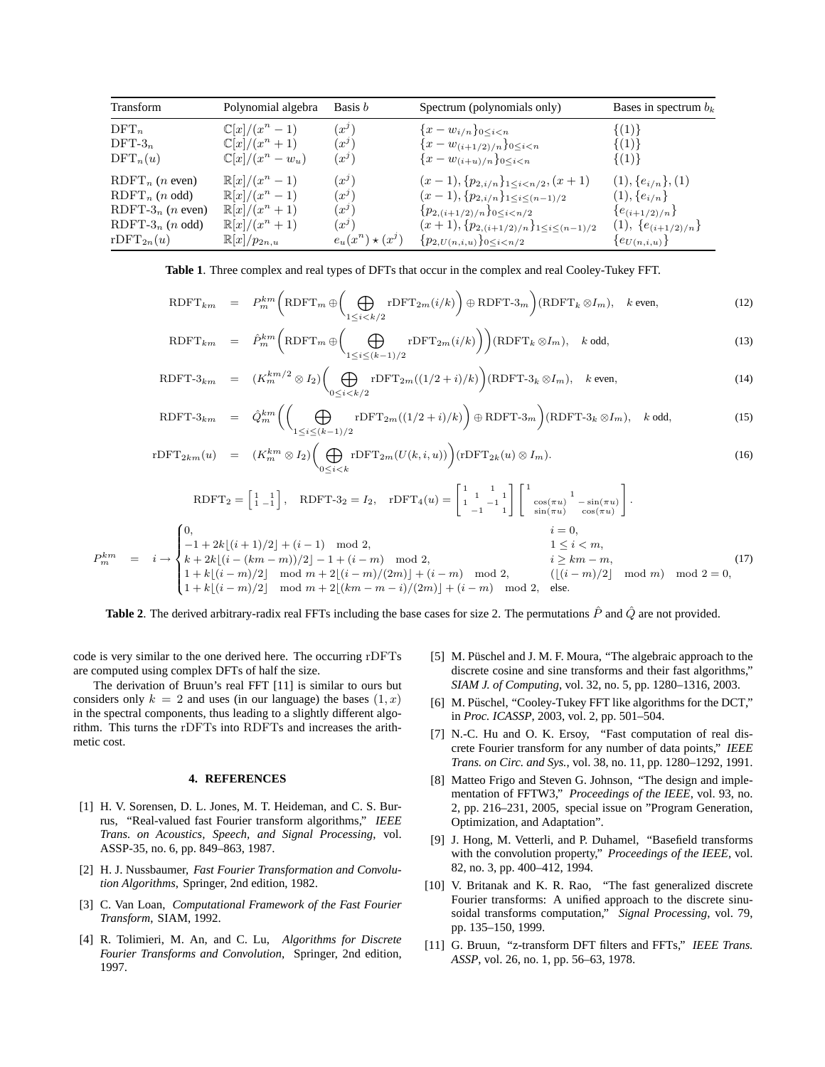| Transform | Polynomial algebra | Basis $b$ | Spectrum (polynomials only) | Bases in spectrum $b_k$ |
|---|---|---|---|---|
| $\mathrm{DFT}_n$ | $\mathbb{C}[x]/(x^n-1)$ | $(x^j)$ | $\{x-w_{i/n}\}_{0\le i<n}$ | $\{(1)\}$ |
| DFT-$3_n$ | $\mathbb{C}[x]/(x^n+1)$ | $(x^j)$ | $\{x-w_{(i+1/2)/n}\}_{0\le i<n}$ | $\{(1)\}$ |
| $\mathrm{DFT}_n(u)$ | $\mathbb{C}[x]/(x^n-w_u)$ | $(x^j)$ | $\{x-w_{(i+u)/n}\}_{0\le i<n}$ | $\{(1)\}$ |
| $\mathrm{RDFT}_n$ ($n$ even) | $\mathbb{R}[x]/(x^n-1)$ | $(x^j)$ | $(x-1),\{p_{2,i/n}\}_{1\le i<n/2},(x+1)$ | $(1),\{e_{i/n}\},(1)$ |
| $\mathrm{RDFT}_n$ ($n$ odd) | $\mathbb{R}[x]/(x^n-1)$ | $(x^j)$ | $(x-1),\{p_{2,i/n}\}_{1\le i\le(n-1)/2}$ | $(1),\{e_{i/n}\}$ |
| RDFT-$3_n$ ($n$ even) | $\mathbb{R}[x]/(x^n+1)$ | $(x^j)$ | $\{p_{2,(i+1/2)/n}\}_{0\le i<n/2}$ | $\{e_{(i+1/2)/n}\}$ |
| RDFT-$3_n$ ($n$ odd) | $\mathbb{R}[x]/(x^n+1)$ | $(x^j)$ | $(x+1),\{p_{2,(i+1/2)/n}\}_{1\le i\le(n-1)/2}$ | $(1),\ \{e_{(i+1/2)/n}\}$ |
| $\mathrm{rDFT}_{2n}(u)$ | $\mathbb{R}[x]/p_{2n,u}$ | $e_u(x^n)\star(x^j)$ | $\{p_{2,U(n,i,u)}\}_{0\le i<n/2}$ | $\{e_{U(n,i,u)}\}$ |

**Table 1**. Three complex and real types of DFTs that occur in the complex and real Cooley-Tukey FFT.

$$\mathrm{RDFT}_{km} = P_m^{km}\Big(\mathrm{RDFT}_m \oplus \Big(\bigoplus_{1\le i<k/2}\mathrm{rDFT}_{2m}(i/k)\Big)\oplus \mathrm{RDFT}\text{-}3_m\Big)(\mathrm{RDFT}_k\otimes I_m),\quad k \text{ even}, \tag{12}$$

$$\mathrm{RDFT}_{km} = \hat{P}_m^{km}\Big(\mathrm{RDFT}_m \oplus \Big(\bigoplus_{1\le i\le(k-1)/2}\mathrm{rDFT}_{2m}(i/k)\Big)\Big)(\mathrm{RDFT}_k\otimes I_m),\quad k \text{ odd}, \tag{13}$$

$$\mathrm{RDFT}\text{-}3_{km} = (K_m^{km/2}\otimes I_2)\Big(\bigoplus_{0\le i<k/2}\mathrm{rDFT}_{2m}((1/2+i)/k)\Big)(\mathrm{RDFT}\text{-}3_k\otimes I_m),\quad k \text{ even}, \tag{14}$$

$$\mathrm{RDFT}\text{-}3_{km} = \hat{Q}_m^{km}\Big(\Big(\bigoplus_{1\le i\le(k-1)/2}\mathrm{rDFT}_{2m}((1/2+i)/k)\Big)\oplus \mathrm{RDFT}\text{-}3_m\Big)(\mathrm{RDFT}\text{-}3_k\otimes I_m),\quad k \text{ odd}, \tag{15}$$

$$\mathrm{rDFT}_{2km}(u) = (K_m^{km}\otimes I_2)\Big(\bigoplus_{0\le i<k}\mathrm{rDFT}_{2m}(U(k,i,u))\Big)(\mathrm{rDFT}_{2k}(u)\otimes I_m). \tag{16}$$

$$\mathrm{RDFT}_2 = \begin{bmatrix}1 & 1\\ 1 & -1\end{bmatrix},\quad \mathrm{RDFT}\text{-}3_2 = I_2,\quad \mathrm{rDFT}_4(u) = \begin{bmatrix}1 & & 1 & \\ & 1 & & 1\\ 1 & & -1 & \\ & -1 & & 1\end{bmatrix}\begin{bmatrix}1 & & & \\ & \cos(\pi u) & & -\sin(\pi u)\\ & & 1 & \\ & \sin(\pi u) & & \cos(\pi u)\end{bmatrix}.$$

$$P_m^{km} = i \to \begin{cases} 0, & i=0,\\ -1+2k\lfloor (i+1)/2\rfloor+(i-1) \mod 2, & 1\le i<m,\\ k+2k\lfloor (i-(km-m))/2\rfloor -1+(i-m) \mod 2, & i\ge km-m,\\ 1+k\lfloor (i-m)/2\rfloor \mod m+2\lfloor (i-m)/(2m)\rfloor+(i-m) \mod 2, & (\lfloor (i-m)/2\rfloor \mod m) \mod 2=0,\\ 1+k\lfloor (i-m)/2\rfloor \mod m+2\lfloor (km-m-i)/(2m)\rfloor+(i-m) \mod 2, & \text{else.}\end{cases} \tag{17}$$

**Table 2**. The derived arbitrary-radix real FFTs including the base cases for size 2. The permutations $\hat{P}$ and $\hat{Q}$ are not provided.

code is very similar to the one derived here. The occurring rDFTs are computed using complex DFTs of half the size.

The derivation of Bruun's real FFT [11] is similar to ours but considers only $k = 2$ and uses (in our language) the bases $(1, x)$ in the spectral components, thus leading to a slightly different algorithm. This turns the rDFTs into RDFTs and increases the arithmetic cost.

## 4. REFERENCES

[1] H. V. Sorensen, D. L. Jones, M. T. Heideman, and C. S. Burrus, "Real-valued fast Fourier transform algorithms," *IEEE Trans. on Acoustics, Speech, and Signal Processing*, vol. ASSP-35, no. 6, pp. 849–863, 1987.

[2] H. J. Nussbaumer, *Fast Fourier Transformation and Convolution Algorithms*, Springer, 2nd edition, 1982.

[3] C. Van Loan, *Computational Framework of the Fast Fourier Transform*, SIAM, 1992.

[4] R. Tolimieri, M. An, and C. Lu, *Algorithms for Discrete Fourier Transforms and Convolution*, Springer, 2nd edition, 1997.

[5] M. Püschel and J. M. F. Moura, "The algebraic approach to the discrete cosine and sine transforms and their fast algorithms," *SIAM J. of Computing*, vol. 32, no. 5, pp. 1280–1316, 2003.

[6] M. Püschel, "Cooley-Tukey FFT like algorithms for the DCT," in *Proc. ICASSP*, 2003, vol. 2, pp. 501–504.

[7] N.-C. Hu and O. K. Ersoy, "Fast computation of real discrete Fourier transform for any number of data points," *IEEE Trans. on Circ. and Sys.*, vol. 38, no. 11, pp. 1280–1292, 1991.

[8] Matteo Frigo and Steven G. Johnson, "The design and implementation of FFTW3," *Proceedings of the IEEE*, vol. 93, no. 2, pp. 216–231, 2005, special issue on "Program Generation, Optimization, and Adaptation".

[9] J. Hong, M. Vetterli, and P. Duhamel, "Basefield transforms with the convolution property," *Proceedings of the IEEE*, vol. 82, no. 3, pp. 400–412, 1994.

[10] V. Britanak and K. R. Rao, "The fast generalized discrete Fourier transforms: A unified approach to the discrete sinusoidal transforms computation," *Signal Processing*, vol. 79, pp. 135–150, 1999.

[11] G. Bruun, "z-transform DFT filters and FFTs," *IEEE Trans. ASSP*, vol. 26, no. 1, pp. 56–63, 1978.